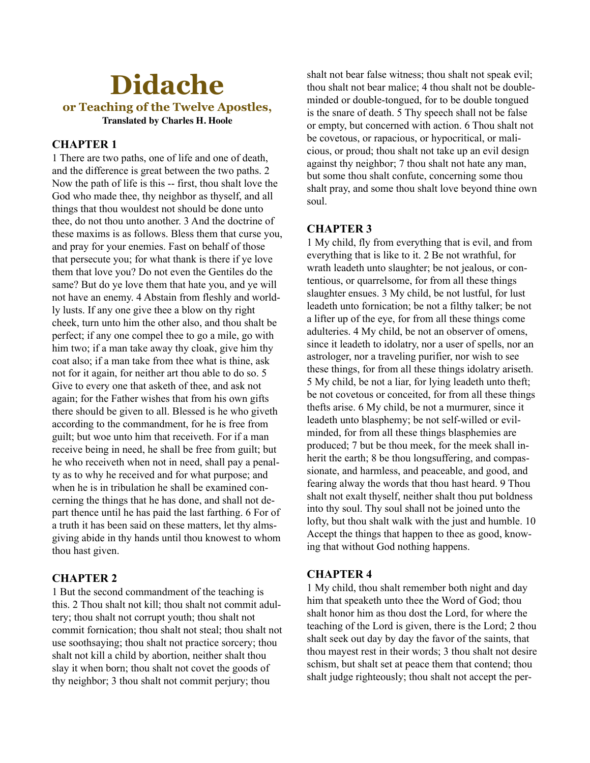# Didache

## or Teaching of the Twelve Apostles,

**Translated by Charles H. Hoole**

### CHAPTER 1

1 There are two paths, one of life and one of death, and the difference is great between the two paths. 2 Now the path of life is this -- first, thou shalt love the God who made thee, thy neighbor as thyself, and all things that thou wouldest not should be done unto thee, do not thou unto another. 3 And the doctrine of these maxims is as follows. Bless them that curse you, and pray for your enemies. Fast on behalf of those that persecute you; for what thank is there if ye love them that love you? Do not even the Gentiles do the same? But do ye love them that hate you, and ye will not have an enemy. 4 Abstain from fleshly and worldly lusts. If any one give thee a blow on thy right cheek, turn unto him the other also, and thou shalt be perfect; if any one compel thee to go a mile, go with him two; if a man take away thy cloak, give him thy coat also; if a man take from thee what is thine, ask not for it again, for neither art thou able to do so. 5 Give to every one that asketh of thee, and ask not again; for the Father wishes that from his own gifts there should be given to all. Blessed is he who giveth according to the commandment, for he is free from guilt; but woe unto him that receiveth. For if a man receive being in need, he shall be free from guilt; but he who receiveth when not in need, shall pay a penalty as to why he received and for what purpose; and when he is in tribulation he shall be examined concerning the things that he has done, and shall not depart thence until he has paid the last farthing. 6 For of a truth it has been said on these matters, let thy almsgiving abide in thy hands until thou knowest to whom thou hast given.

### CHAPTER 2

1 But the second commandment of the teaching is this. 2 Thou shalt not kill; thou shalt not commit adultery; thou shalt not corrupt youth; thou shalt not commit fornication; thou shalt not steal; thou shalt not use soothsaying; thou shalt not practice sorcery; thou shalt not kill a child by abortion, neither shalt thou slay it when born; thou shalt not covet the goods of thy neighbor; 3 thou shalt not commit perjury; thou shalt not bear false witness; thou shalt not speak evil; thou shalt not bear malice; 4 thou shalt not be double-minded or double-tongued, for to be double tongued is the snare of death. 5 Thy speech shall not be false or empty, but concerned with action. 6 Thou shalt not be covetous, or rapacious, or hypocritical, or malicious, or proud; thou shalt not take up an evil design against thy neighbor; 7 thou shalt not hate any man, but some thou shalt confute, concerning some thou shalt pray, and some thou shalt love beyond thine own soul.

### CHAPTER 3

1 My child, fly from everything that is evil, and from everything that is like to it. 2 Be not wrathful, for wrath leadeth unto slaughter; be not jealous, or contentious, or quarrelsome, for from all these things slaughter ensues. 3 My child, be not lustful, for lust leadeth unto fornication; be not a filthy talker; be not a lifter up of the eye, for from all these things come adulteries. 4 My child, be not an observer of omens, since it leadeth to idolatry, nor a user of spells, nor an astrologer, nor a traveling purifier, nor wish to see these things, for from all these things idolatry ariseth. 5 My child, be not a liar, for lying leadeth unto theft; be not covetous or conceited, for from all these things thefts arise. 6 My child, be not a murmurer, since it leadeth unto blasphemy; be not self-willed or evil-minded, for from all these things blasphemies are produced; 7 but be thou meek, for the meek shall inherit the earth; 8 be thou longsuffering, and compassionate, and harmless, and peaceable, and good, and fearing alway the words that thou hast heard. 9 Thou shalt not exalt thyself, neither shalt thou put boldness into thy soul. Thy soul shall not be joined unto the lofty, but thou shalt walk with the just and humble. 10 Accept the things that happen to thee as good, knowing that without God nothing happens.

### CHAPTER 4

1 My child, thou shalt remember both night and day him that speaketh unto thee the Word of God; thou shalt honor him as thou dost the Lord, for where the teaching of the Lord is given, there is the Lord; 2 thou shalt seek out day by day the favor of the saints, that thou mayest rest in their words; 3 thou shalt not desire schism, but shalt set at peace them that contend; thou shalt judge righteously; thou shalt not accept the per-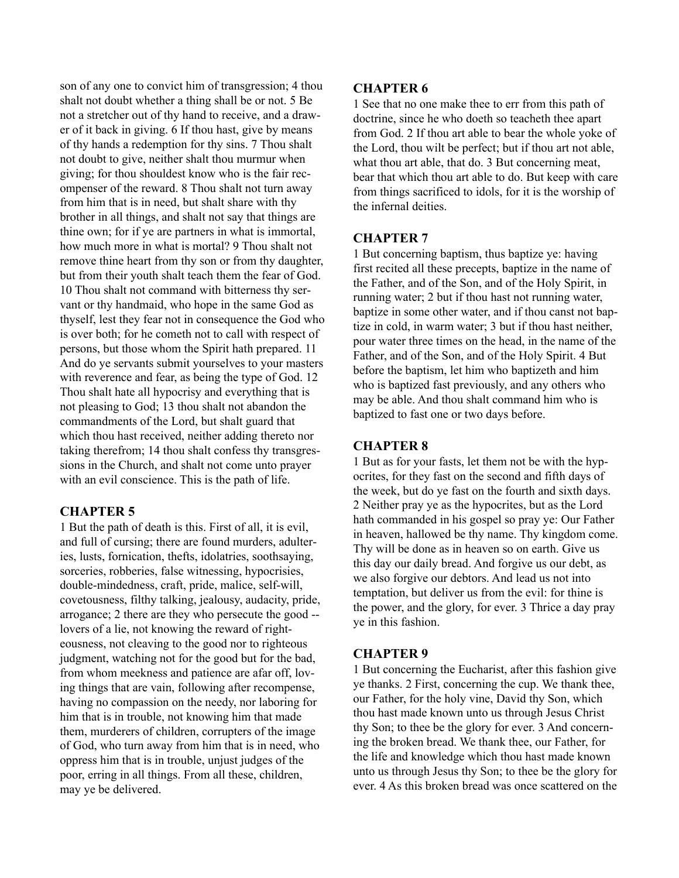son of any one to convict him of transgression; 4 thou shalt not doubt whether a thing shall be or not. 5 Be not a stretcher out of thy hand to receive, and a drawer of it back in giving. 6 If thou hast, give by means of thy hands a redemption for thy sins. 7 Thou shalt not doubt to give, neither shalt thou murmur when giving; for thou shouldest know who is the fair recompenser of the reward. 8 Thou shalt not turn away from him that is in need, but shalt share with thy brother in all things, and shalt not say that things are thine own; for if ye are partners in what is immortal, how much more in what is mortal? 9 Thou shalt not remove thine heart from thy son or from thy daughter, but from their youth shalt teach them the fear of God. 10 Thou shalt not command with bitterness thy servant or thy handmaid, who hope in the same God as thyself, lest they fear not in consequence the God who is over both; for he cometh not to call with respect of persons, but those whom the Spirit hath prepared. 11 And do ye servants submit yourselves to your masters with reverence and fear, as being the type of God. 12 Thou shalt hate all hypocrisy and everything that is not pleasing to God; 13 thou shalt not abandon the commandments of the Lord, but shalt guard that which thou hast received, neither adding thereto nor taking therefrom; 14 thou shalt confess thy transgressions in the Church, and shalt not come unto prayer with an evil conscience. This is the path of life.

### CHAPTER 5

1 But the path of death is this. First of all, it is evil, and full of cursing; there are found murders, adulteries, lusts, fornication, thefts, idolatries, soothsaying, sorceries, robberies, false witnessing, hypocrisies, double-mindedness, craft, pride, malice, self-will, covetousness, filthy talking, jealousy, audacity, pride, arrogance; 2 there are they who persecute the good -- lovers of a lie, not knowing the reward of righteousness, not cleaving to the good nor to righteous judgment, watching not for the good but for the bad, from whom meekness and patience are afar off, loving things that are vain, following after recompense, having no compassion on the needy, nor laboring for him that is in trouble, not knowing him that made them, murderers of children, corrupters of the image of God, who turn away from him that is in need, who oppress him that is in trouble, unjust judges of the poor, erring in all things. From all these, children, may ye be delivered.

### CHAPTER 6

1 See that no one make thee to err from this path of doctrine, since he who doeth so teacheth thee apart from God. 2 If thou art able to bear the whole yoke of the Lord, thou wilt be perfect; but if thou art not able, what thou art able, that do. 3 But concerning meat, bear that which thou art able to do. But keep with care from things sacrificed to idols, for it is the worship of the infernal deities.

### CHAPTER 7

1 But concerning baptism, thus baptize ye: having first recited all these precepts, baptize in the name of the Father, and of the Son, and of the Holy Spirit, in running water; 2 but if thou hast not running water, baptize in some other water, and if thou canst not baptize in cold, in warm water; 3 but if thou hast neither, pour water three times on the head, in the name of the Father, and of the Son, and of the Holy Spirit. 4 But before the baptism, let him who baptizeth and him who is baptized fast previously, and any others who may be able. And thou shalt command him who is baptized to fast one or two days before.

### CHAPTER 8

1 But as for your fasts, let them not be with the hypocrites, for they fast on the second and fifth days of the week, but do ye fast on the fourth and sixth days. 2 Neither pray ye as the hypocrites, but as the Lord hath commanded in his gospel so pray ye: Our Father in heaven, hallowed be thy name. Thy kingdom come. Thy will be done as in heaven so on earth. Give us this day our daily bread. And forgive us our debt, as we also forgive our debtors. And lead us not into temptation, but deliver us from the evil: for thine is the power, and the glory, for ever. 3 Thrice a day pray ye in this fashion.

### CHAPTER 9

1 But concerning the Eucharist, after this fashion give ye thanks. 2 First, concerning the cup. We thank thee, our Father, for the holy vine, David thy Son, which thou hast made known unto us through Jesus Christ thy Son; to thee be the glory for ever. 3 And concerning the broken bread. We thank thee, our Father, for the life and knowledge which thou hast made known unto us through Jesus thy Son; to thee be the glory for ever. 4 As this broken bread was once scattered on the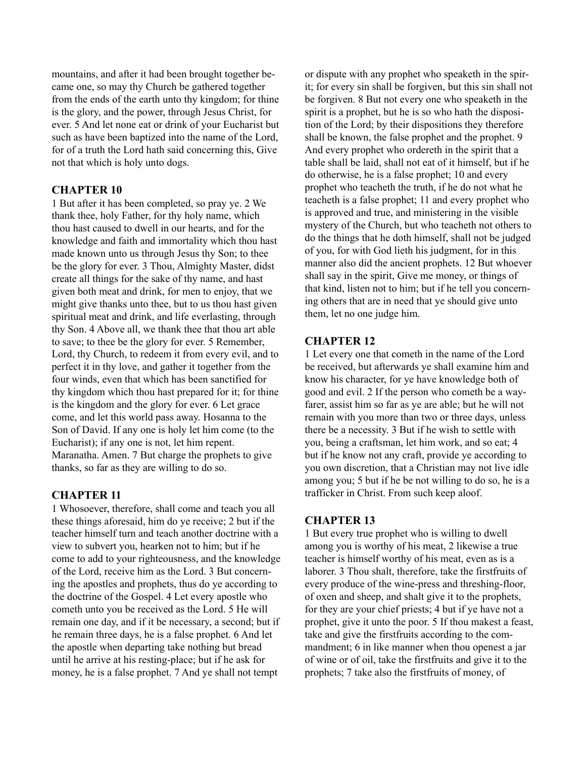mountains, and after it had been brought together became one, so may thy Church be gathered together from the ends of the earth unto thy kingdom; for thine is the glory, and the power, through Jesus Christ, for ever. 5 And let none eat or drink of your Eucharist but such as have been baptized into the name of the Lord, for of a truth the Lord hath said concerning this, Give not that which is holy unto dogs.

## CHAPTER 10

1 But after it has been completed, so pray ye. 2 We thank thee, holy Father, for thy holy name, which thou hast caused to dwell in our hearts, and for the knowledge and faith and immortality which thou hast made known unto us through Jesus thy Son; to thee be the glory for ever. 3 Thou, Almighty Master, didst create all things for the sake of thy name, and hast given both meat and drink, for men to enjoy, that we might give thanks unto thee, but to us thou hast given spiritual meat and drink, and life everlasting, through thy Son. 4 Above all, we thank thee that thou art able to save; to thee be the glory for ever. 5 Remember, Lord, thy Church, to redeem it from every evil, and to perfect it in thy love, and gather it together from the four winds, even that which has been sanctified for thy kingdom which thou hast prepared for it; for thine is the kingdom and the glory for ever. 6 Let grace come, and let this world pass away. Hosanna to the Son of David. If any one is holy let him come (to the Eucharist); if any one is not, let him repent. Maranatha. Amen. 7 But charge the prophets to give thanks, so far as they are willing to do so.

## CHAPTER 11

1 Whosoever, therefore, shall come and teach you all these things aforesaid, him do ye receive; 2 but if the teacher himself turn and teach another doctrine with a view to subvert you, hearken not to him; but if he come to add to your righteousness, and the knowledge of the Lord, receive him as the Lord. 3 But concerning the apostles and prophets, thus do ye according to the doctrine of the Gospel. 4 Let every apostle who cometh unto you be received as the Lord. 5 He will remain one day, and if it be necessary, a second; but if he remain three days, he is a false prophet. 6 And let the apostle when departing take nothing but bread until he arrive at his resting-place; but if he ask for money, he is a false prophet. 7 And ye shall not tempt or dispute with any prophet who speaketh in the spirit; for every sin shall be forgiven, but this sin shall not be forgiven. 8 But not every one who speaketh in the spirit is a prophet, but he is so who hath the disposition of the Lord; by their dispositions they therefore shall be known, the false prophet and the prophet. 9 And every prophet who ordereth in the spirit that a table shall be laid, shall not eat of it himself, but if he do otherwise, he is a false prophet; 10 and every prophet who teacheth the truth, if he do not what he teacheth is a false prophet; 11 and every prophet who is approved and true, and ministering in the visible mystery of the Church, but who teacheth not others to do the things that he doth himself, shall not be judged of you, for with God lieth his judgment, for in this manner also did the ancient prophets. 12 But whoever shall say in the spirit, Give me money, or things of that kind, listen not to him; but if he tell you concerning others that are in need that ye should give unto them, let no one judge him.

## CHAPTER 12

1 Let every one that cometh in the name of the Lord be received, but afterwards ye shall examine him and know his character, for ye have knowledge both of good and evil. 2 If the person who cometh be a wayfarer, assist him so far as ye are able; but he will not remain with you more than two or three days, unless there be a necessity. 3 But if he wish to settle with you, being a craftsman, let him work, and so eat; 4 but if he know not any craft, provide ye according to you own discretion, that a Christian may not live idle among you; 5 but if he be not willing to do so, he is a trafficker in Christ. From such keep aloof.

## CHAPTER 13

1 But every true prophet who is willing to dwell among you is worthy of his meat, 2 likewise a true teacher is himself worthy of his meat, even as is a laborer. 3 Thou shalt, therefore, take the firstfruits of every produce of the wine-press and threshing-floor, of oxen and sheep, and shalt give it to the prophets, for they are your chief priests; 4 but if ye have not a prophet, give it unto the poor. 5 If thou makest a feast, take and give the firstfruits according to the commandment; 6 in like manner when thou openest a jar of wine or of oil, take the firstfruits and give it to the prophets; 7 take also the firstfruits of money, of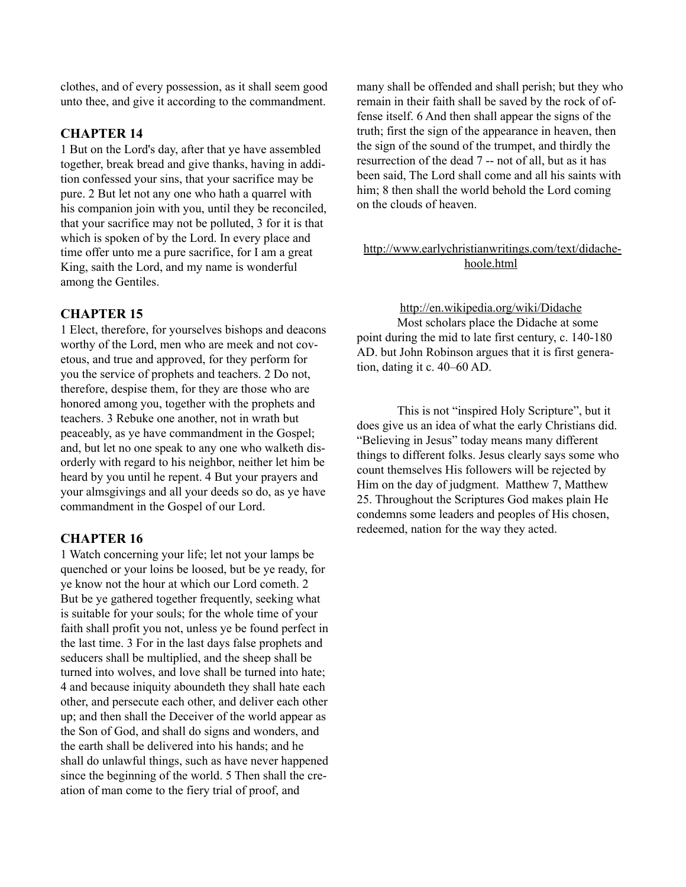clothes, and of every possession, as it shall seem good unto thee, and give it according to the commandment.

## CHAPTER 14

1 But on the Lord's day, after that ye have assembled together, break bread and give thanks, having in addition confessed your sins, that your sacrifice may be pure. 2 But let not any one who hath a quarrel with his companion join with you, until they be reconciled, that your sacrifice may not be polluted, 3 for it is that which is spoken of by the Lord. In every place and time offer unto me a pure sacrifice, for I am a great King, saith the Lord, and my name is wonderful among the Gentiles.

## CHAPTER 15

1 Elect, therefore, for yourselves bishops and deacons worthy of the Lord, men who are meek and not covetous, and true and approved, for they perform for you the service of prophets and teachers. 2 Do not, therefore, despise them, for they are those who are honored among you, together with the prophets and teachers. 3 Rebuke one another, not in wrath but peaceably, as ye have commandment in the Gospel; and, but let no one speak to any one who walketh disorderly with regard to his neighbor, neither let him be heard by you until he repent. 4 But your prayers and your almsgivings and all your deeds so do, as ye have commandment in the Gospel of our Lord.

## CHAPTER 16

1 Watch concerning your life; let not your lamps be quenched or your loins be loosed, but be ye ready, for ye know not the hour at which our Lord cometh. 2 But be ye gathered together frequently, seeking what is suitable for your souls; for the whole time of your faith shall profit you not, unless ye be found perfect in the last time. 3 For in the last days false prophets and seducers shall be multiplied, and the sheep shall be turned into wolves, and love shall be turned into hate; 4 and because iniquity aboundeth they shall hate each other, and persecute each other, and deliver each other up; and then shall the Deceiver of the world appear as the Son of God, and shall do signs and wonders, and the earth shall be delivered into his hands; and he shall do unlawful things, such as have never happened since the beginning of the world. 5 Then shall the creation of man come to the fiery trial of proof, and many shall be offended and shall perish; but they who remain in their faith shall be saved by the rock of offense itself. 6 And then shall appear the signs of the truth; first the sign of the appearance in heaven, then the sign of the sound of the trumpet, and thirdly the resurrection of the dead 7 -- not of all, but as it has been said, The Lord shall come and all his saints with him; 8 then shall the world behold the Lord coming on the clouds of heaven.

http://www.earlychristianwritings.com/text/didache-hoole.html

http://en.wikipedia.org/wiki/Didache

Most scholars place the Didache at some point during the mid to late first century, c. 140-180 AD. but John Robinson argues that it is first generation, dating it c. 40–60 AD.

This is not "inspired Holy Scripture", but it does give us an idea of what the early Christians did. "Believing in Jesus" today means many different things to different folks. Jesus clearly says some who count themselves His followers will be rejected by Him on the day of judgment. Matthew 7, Matthew 25. Throughout the Scriptures God makes plain He condemns some leaders and peoples of His chosen, redeemed, nation for the way they acted.